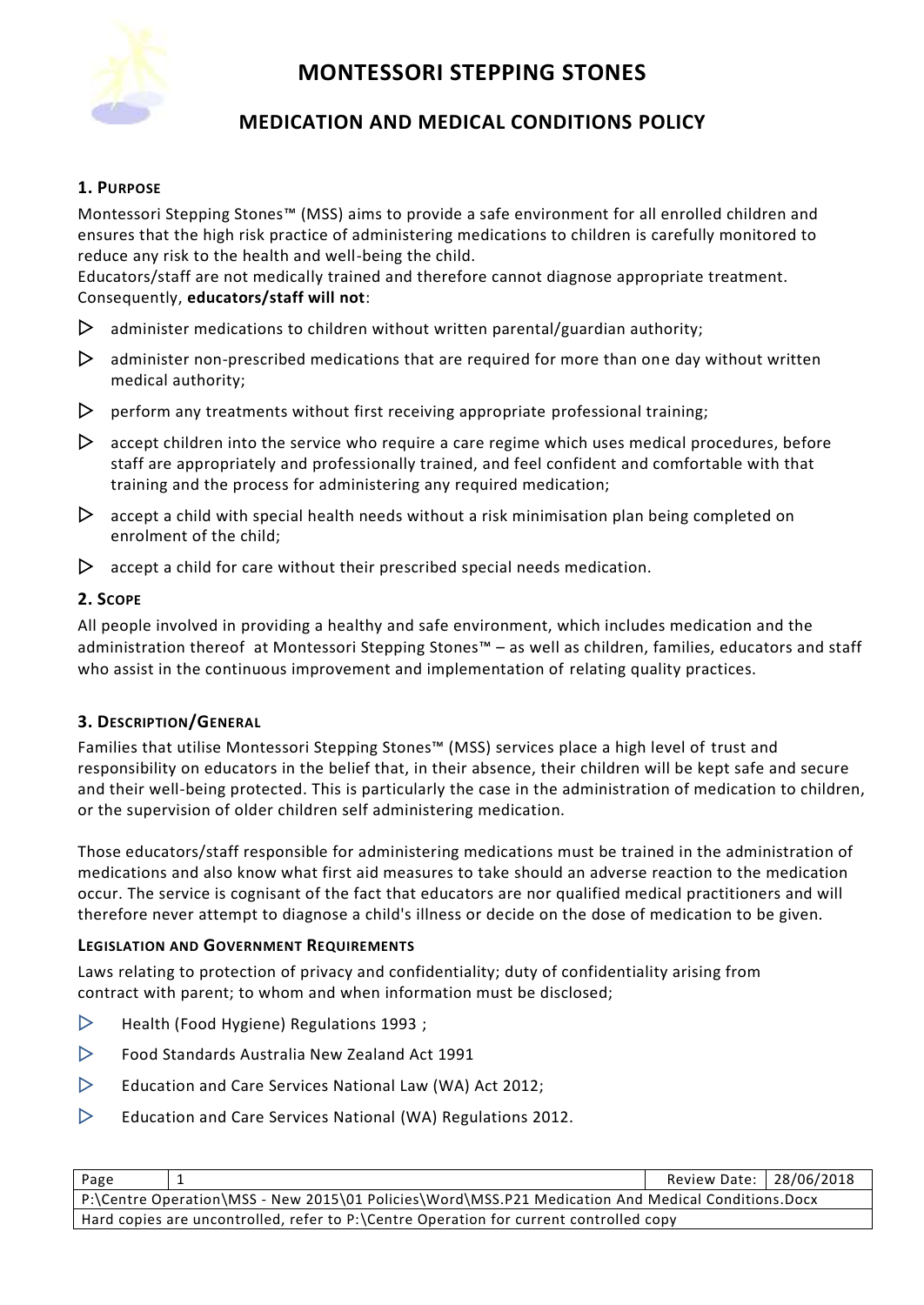# MONTESSORI STEPPING STONES

## MEDICATION AND MEDICAL CONDITIONS POLICY

### 1. Purpose

Montessori Stepping Stones™ (MSS) aims to provide a safe environment for all enrolled children and ensures that the high risk practice of administering medications to children is carefully monitored to reduce any risk to the health and well-being the child.

Educators/staff are not medically trained and therefore cannot diagnose appropriate treatment. Consequently, **educators/staff will not**:

- administer medications to children without written parental/guardian authority;
- administer non-prescribed medications that are required for more than one day without written medical authority;
- perform any treatments without first receiving appropriate professional training;
- accept children into the service who require a care regime which uses medical procedures, before staff are appropriately and professionally trained, and feel confident and comfortable with that training and the process for administering any required medication;
- accept a child with special health needs without a risk minimisation plan being completed on enrolment of the child;
- accept a child for care without their prescribed special needs medication.

### 2. Scope

All people involved in providing a healthy and safe environment, which includes medication and the administration thereof at Montessori Stepping Stones™ – as well as children, families, educators and staff who assist in the continuous improvement and implementation of relating quality practices.

### 3. Description/General

Families that utilise Montessori Stepping Stones™ (MSS) services place a high level of trust and responsibility on educators in the belief that, in their absence, their children will be kept safe and secure and their well-being protected. This is particularly the case in the administration of medication to children, or the supervision of older children self administering medication.

Those educators/staff responsible for administering medications must be trained in the administration of medications and also know what first aid measures to take should an adverse reaction to the medication occur. The service is cognisant of the fact that educators are nor qualified medical practitioners and will therefore never attempt to diagnose a child's illness or decide on the dose of medication to be given.

#### Legislation and Government Requirements

Laws relating to protection of privacy and confidentiality; duty of confidentiality arising from contract with parent; to whom and when information must be disclosed;

- Health (Food Hygiene) Regulations 1993 ;
- Food Standards Australia New Zealand Act 1991
- Education and Care Services National Law (WA) Act 2012;
- Education and Care Services National (WA) Regulations 2012.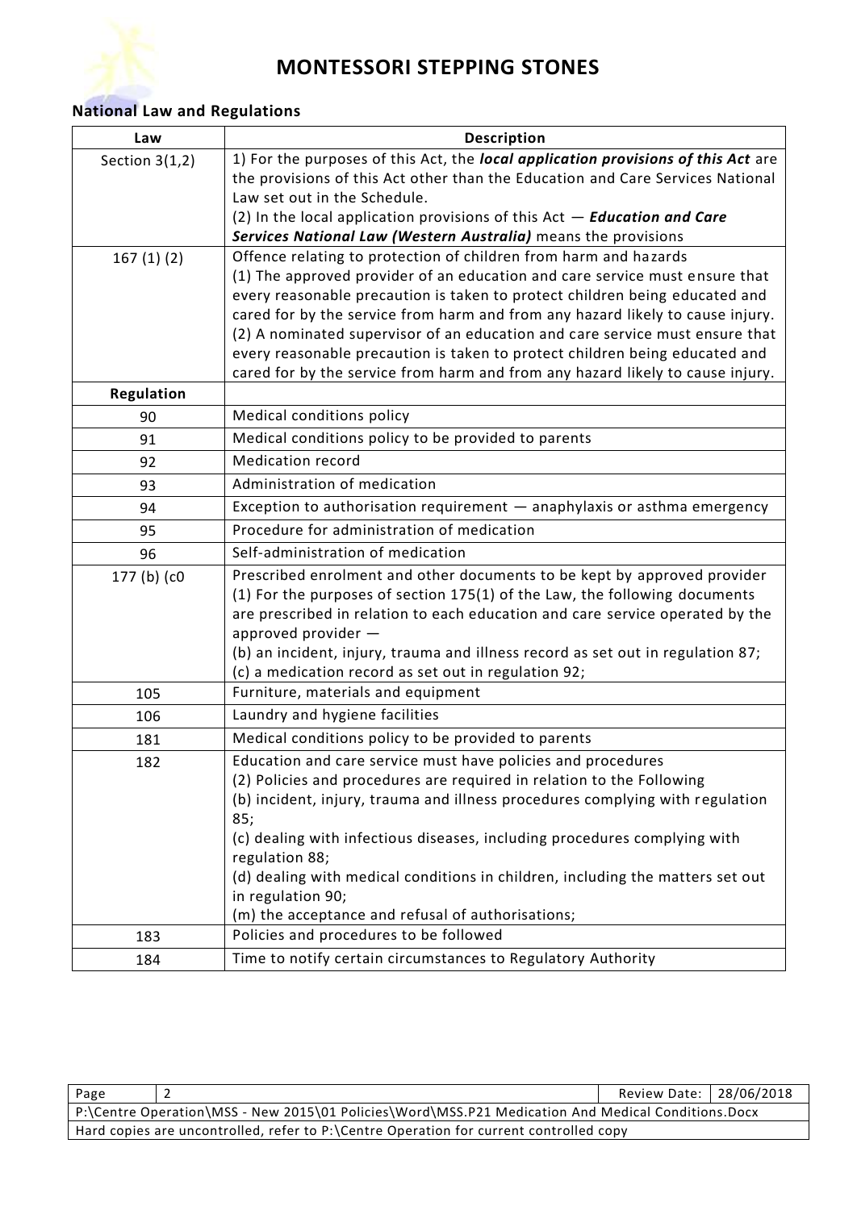# MONTESSORI STEPPING STONES

## National Law and Regulations

| Law | Description |
|---|---|
| Section 3(1,2) | 1) For the purposes of this Act, the ***local application provisions of this Act*** are the provisions of this Act other than the Education and Care Services National Law set out in the Schedule.<br>(2) In the local application provisions of this Act — ***Education and Care Services National Law (Western Australia)*** means the provisions |
| 167 (1) (2) | Offence relating to protection of children from harm and hazards<br>(1) The approved provider of an education and care service must ensure that every reasonable precaution is taken to protect children being educated and cared for by the service from harm and from any hazard likely to cause injury.<br>(2) A nominated supervisor of an education and care service must ensure that every reasonable precaution is taken to protect children being educated and cared for by the service from harm and from any hazard likely to cause injury. |
| **Regulation** | |
| 90 | Medical conditions policy |
| 91 | Medical conditions policy to be provided to parents |
| 92 | Medication record |
| 93 | Administration of medication |
| 94 | Exception to authorisation requirement — anaphylaxis or asthma emergency |
| 95 | Procedure for administration of medication |
| 96 | Self-administration of medication |
| 177 (b) (c0 | Prescribed enrolment and other documents to be kept by approved provider<br>(1) For the purposes of section 175(1) of the Law, the following documents are prescribed in relation to each education and care service operated by the approved provider —<br>(b) an incident, injury, trauma and illness record as set out in regulation 87;<br>(c) a medication record as set out in regulation 92; |
| 105 | Furniture, materials and equipment |
| 106 | Laundry and hygiene facilities |
| 181 | Medical conditions policy to be provided to parents |
| 182 | Education and care service must have policies and procedures<br>(2) Policies and procedures are required in relation to the Following<br>(b) incident, injury, trauma and illness procedures complying with regulation 85;<br>(c) dealing with infectious diseases, including procedures complying with regulation 88;<br>(d) dealing with medical conditions in children, including the matters set out in regulation 90;<br>(m) the acceptance and refusal of authorisations; |
| 183 | Policies and procedures to be followed |
| 184 | Time to notify certain circumstances to Regulatory Authority |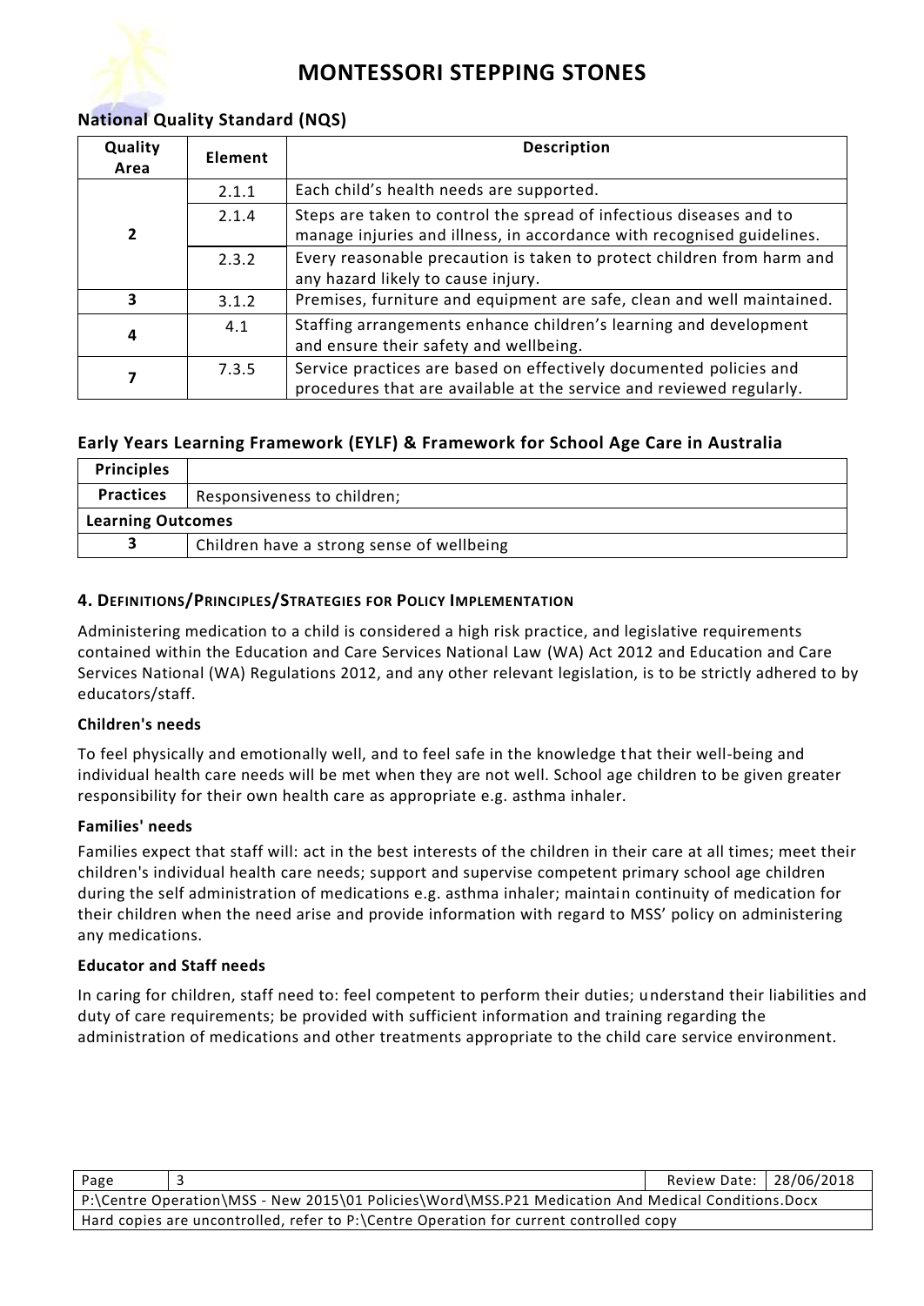### National Quality Standard (NQS)

| Quality Area | Element | Description |
|---|---|---|
| 2 | 2.1.1 | Each child's health needs are supported. |
| | 2.1.4 | Steps are taken to control the spread of infectious diseases and to manage injuries and illness, in accordance with recognised guidelines. |
| | 2.3.2 | Every reasonable precaution is taken to protect children from harm and any hazard likely to cause injury. |
| 3 | 3.1.2 | Premises, furniture and equipment are safe, clean and well maintained. |
| 4 | 4.1 | Staffing arrangements enhance children's learning and development and ensure their safety and wellbeing. |
| 7 | 7.3.5 | Service practices are based on effectively documented policies and procedures that are available at the service and reviewed regularly. |

### Early Years Learning Framework (EYLF) & Framework for School Age Care in Australia

| Principles | |
|---|---|
| Practices | Responsiveness to children; |
| **Learning Outcomes** | |
| 3 | Children have a strong sense of wellbeing |

### 4. Definitions/Principles/Strategies for Policy Implementation

Administering medication to a child is considered a high risk practice, and legislative requirements contained within the Education and Care Services National Law (WA) Act 2012 and Education and Care Services National (WA) Regulations 2012, and any other relevant legislation, is to be strictly adhered to by educators/staff.

**Children's needs**

To feel physically and emotionally well, and to feel safe in the knowledge that their well-being and individual health care needs will be met when they are not well. School age children to be given greater responsibility for their own health care as appropriate e.g. asthma inhaler.

**Families' needs**

Families expect that staff will: act in the best interests of the children in their care at all times; meet their children's individual health care needs; support and supervise competent primary school age children during the self administration of medications e.g. asthma inhaler; maintain continuity of medication for their children when the need arise and provide information with regard to MSS' policy on administering any medications.

**Educator and Staff needs**

In caring for children, staff need to: feel competent to perform their duties; understand their liabilities and duty of care requirements; be provided with sufficient information and training regarding the administration of medications and other treatments appropriate to the child care service environment.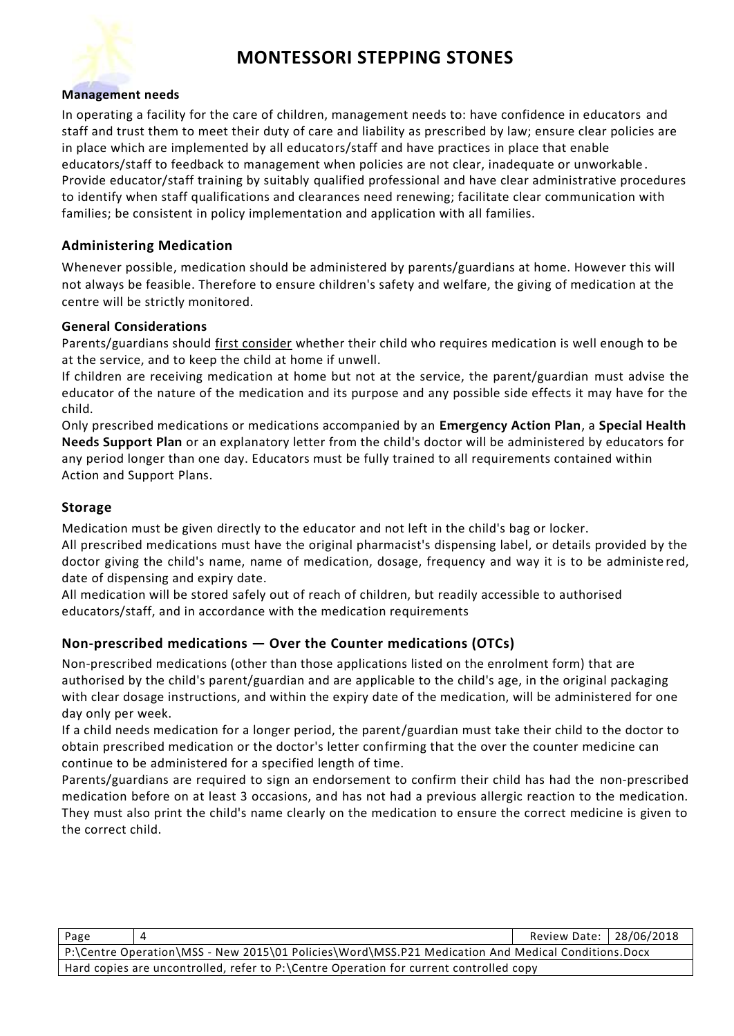**Management needs**

In operating a facility for the care of children, management needs to: have confidence in educators and staff and trust them to meet their duty of care and liability as prescribed by law; ensure clear policies are in place which are implemented by all educators/staff and have practices in place that enable educators/staff to feedback to management when policies are not clear, inadequate or unworkable. Provide educator/staff training by suitably qualified professional and have clear administrative procedures to identify when staff qualifications and clearances need renewing; facilitate clear communication with families; be consistent in policy implementation and application with all families.

## Administering Medication

Whenever possible, medication should be administered by parents/guardians at home. However this will not always be feasible. Therefore to ensure children's safety and welfare, the giving of medication at the centre will be strictly monitored.

**General Considerations**

Parents/guardians should first consider whether their child who requires medication is well enough to be at the service, and to keep the child at home if unwell.

If children are receiving medication at home but not at the service, the parent/guardian must advise the educator of the nature of the medication and its purpose and any possible side effects it may have for the child.

Only prescribed medications or medications accompanied by an **Emergency Action Plan**, a **Special Health Needs Support Plan** or an explanatory letter from the child's doctor will be administered by educators for any period longer than one day. Educators must be fully trained to all requirements contained within Action and Support Plans.

## Storage

Medication must be given directly to the educator and not left in the child's bag or locker.

All prescribed medications must have the original pharmacist's dispensing label, or details provided by the doctor giving the child's name, name of medication, dosage, frequency and way it is to be administered, date of dispensing and expiry date.

All medication will be stored safely out of reach of children, but readily accessible to authorised educators/staff, and in accordance with the medication requirements

## Non-prescribed medications — Over the Counter medications (OTCs)

Non-prescribed medications (other than those applications listed on the enrolment form) that are authorised by the child's parent/guardian and are applicable to the child's age, in the original packaging with clear dosage instructions, and within the expiry date of the medication, will be administered for one day only per week.

If a child needs medication for a longer period, the parent/guardian must take their child to the doctor to obtain prescribed medication or the doctor's letter confirming that the over the counter medicine can continue to be administered for a specified length of time.

Parents/guardians are required to sign an endorsement to confirm their child has had the non-prescribed medication before on at least 3 occasions, and has not had a previous allergic reaction to the medication. They must also print the child's name clearly on the medication to ensure the correct medicine is given to the correct child.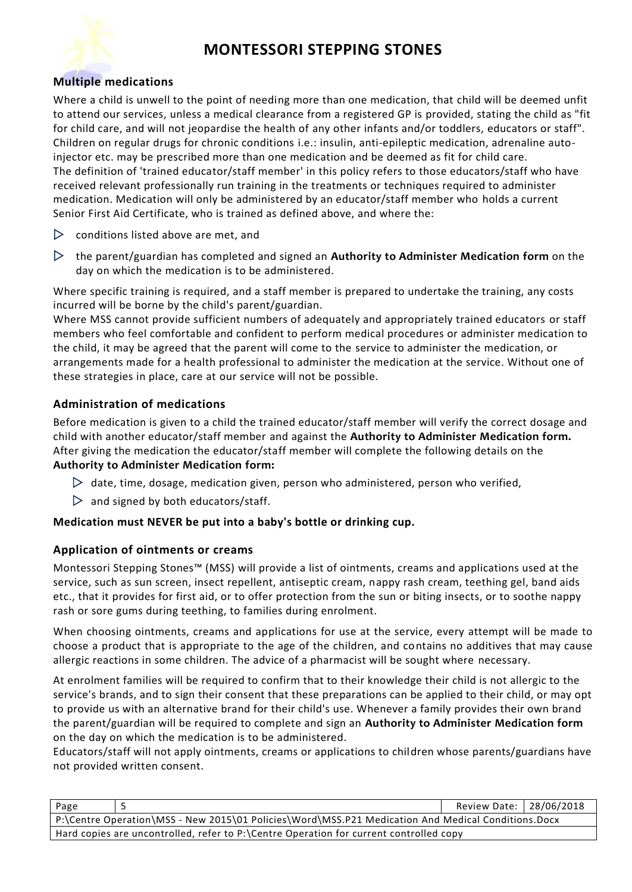## Multiple medications

Where a child is unwell to the point of needing more than one medication, that child will be deemed unfit to attend our services, unless a medical clearance from a registered GP is provided, stating the child as "fit for child care, and will not jeopardise the health of any other infants and/or toddlers, educators or staff". Children on regular drugs for chronic conditions i.e.: insulin, anti-epileptic medication, adrenaline auto-injector etc. may be prescribed more than one medication and be deemed as fit for child care.
The definition of 'trained educator/staff member' in this policy refers to those educators/staff who have received relevant professionally run training in the treatments or techniques required to administer medication. Medication will only be administered by an educator/staff member who holds a current Senior First Aid Certificate, who is trained as defined above, and where the:

- conditions listed above are met, and
- the parent/guardian has completed and signed an **Authority to Administer Medication form** on the day on which the medication is to be administered.

Where specific training is required, and a staff member is prepared to undertake the training, any costs incurred will be borne by the child's parent/guardian.
Where MSS cannot provide sufficient numbers of adequately and appropriately trained educators or staff members who feel comfortable and confident to perform medical procedures or administer medication to the child, it may be agreed that the parent will come to the service to administer the medication, or arrangements made for a health professional to administer the medication at the service. Without one of these strategies in place, care at our service will not be possible.

## Administration of medications

Before medication is given to a child the trained educator/staff member will verify the correct dosage and child with another educator/staff member and against the **Authority to Administer Medication form.** After giving the medication the educator/staff member will complete the following details on the **Authority to Administer Medication form:**

- date, time, dosage, medication given, person who administered, person who verified,
- and signed by both educators/staff.

**Medication must NEVER be put into a baby's bottle or drinking cup.**

## Application of ointments or creams

Montessori Stepping Stones™ (MSS) will provide a list of ointments, creams and applications used at the service, such as sun screen, insect repellent, antiseptic cream, nappy rash cream, teething gel, band aids etc., that it provides for first aid, or to offer protection from the sun or biting insects, or to soothe nappy rash or sore gums during teething, to families during enrolment.

When choosing ointments, creams and applications for use at the service, every attempt will be made to choose a product that is appropriate to the age of the children, and contains no additives that may cause allergic reactions in some children. The advice of a pharmacist will be sought where necessary.

At enrolment families will be required to confirm that to their knowledge their child is not allergic to the service's brands, and to sign their consent that these preparations can be applied to their child, or may opt to provide us with an alternative brand for their child's use. Whenever a family provides their own brand the parent/guardian will be required to complete and sign an **Authority to Administer Medication form** on the day on which the medication is to be administered.
Educators/staff will not apply ointments, creams or applications to children whose parents/guardians have not provided written consent.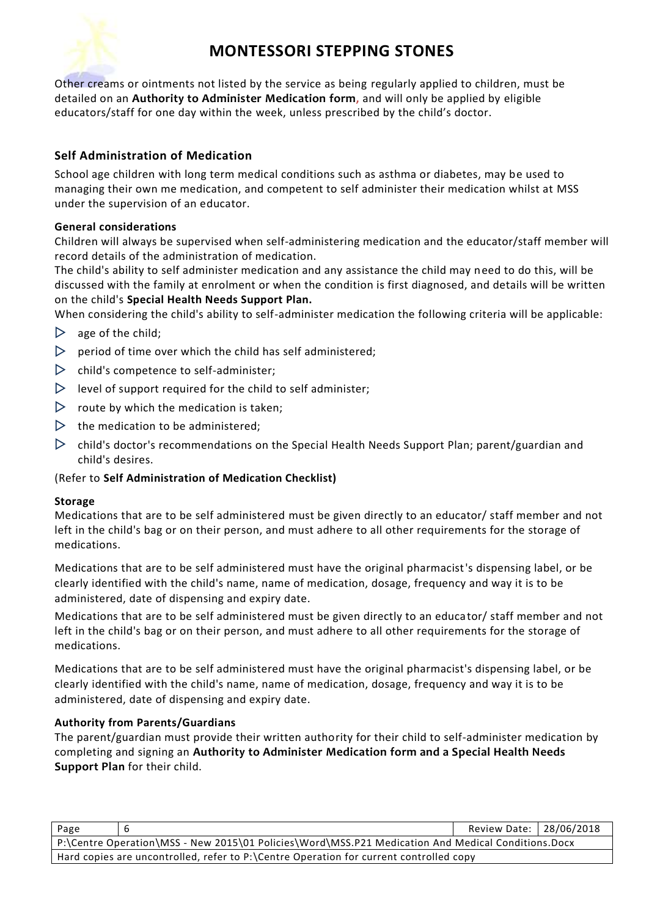Other creams or ointments not listed by the service as being regularly applied to children, must be detailed on an **Authority to Administer Medication form,** and will only be applied by eligible educators/staff for one day within the week, unless prescribed by the child's doctor.

## Self Administration of Medication

School age children with long term medical conditions such as asthma or diabetes, may be used to managing their own me medication, and competent to self administer their medication whilst at MSS under the supervision of an educator.

**General considerations**

Children will always be supervised when self-administering medication and the educator/staff member will record details of the administration of medication.

The child's ability to self administer medication and any assistance the child may need to do this, will be discussed with the family at enrolment or when the condition is first diagnosed, and details will be written on the child's **Special Health Needs Support Plan.**

When considering the child's ability to self-administer medication the following criteria will be applicable:

- age of the child;
- period of time over which the child has self administered;
- child's competence to self-administer;
- level of support required for the child to self administer;
- route by which the medication is taken;
- the medication to be administered;
- child's doctor's recommendations on the Special Health Needs Support Plan; parent/guardian and child's desires.

(Refer to **Self Administration of Medication Checklist)**

**Storage**

Medications that are to be self administered must be given directly to an educator/ staff member and not left in the child's bag or on their person, and must adhere to all other requirements for the storage of medications.

Medications that are to be self administered must have the original pharmacist's dispensing label, or be clearly identified with the child's name, name of medication, dosage, frequency and way it is to be administered, date of dispensing and expiry date.

Medications that are to be self administered must be given directly to an educator/ staff member and not left in the child's bag or on their person, and must adhere to all other requirements for the storage of medications.

Medications that are to be self administered must have the original pharmacist's dispensing label, or be clearly identified with the child's name, name of medication, dosage, frequency and way it is to be administered, date of dispensing and expiry date.

**Authority from Parents/Guardians**

The parent/guardian must provide their written authority for their child to self-administer medication by completing and signing an **Authority to Administer Medication form and a Special Health Needs Support Plan** for their child.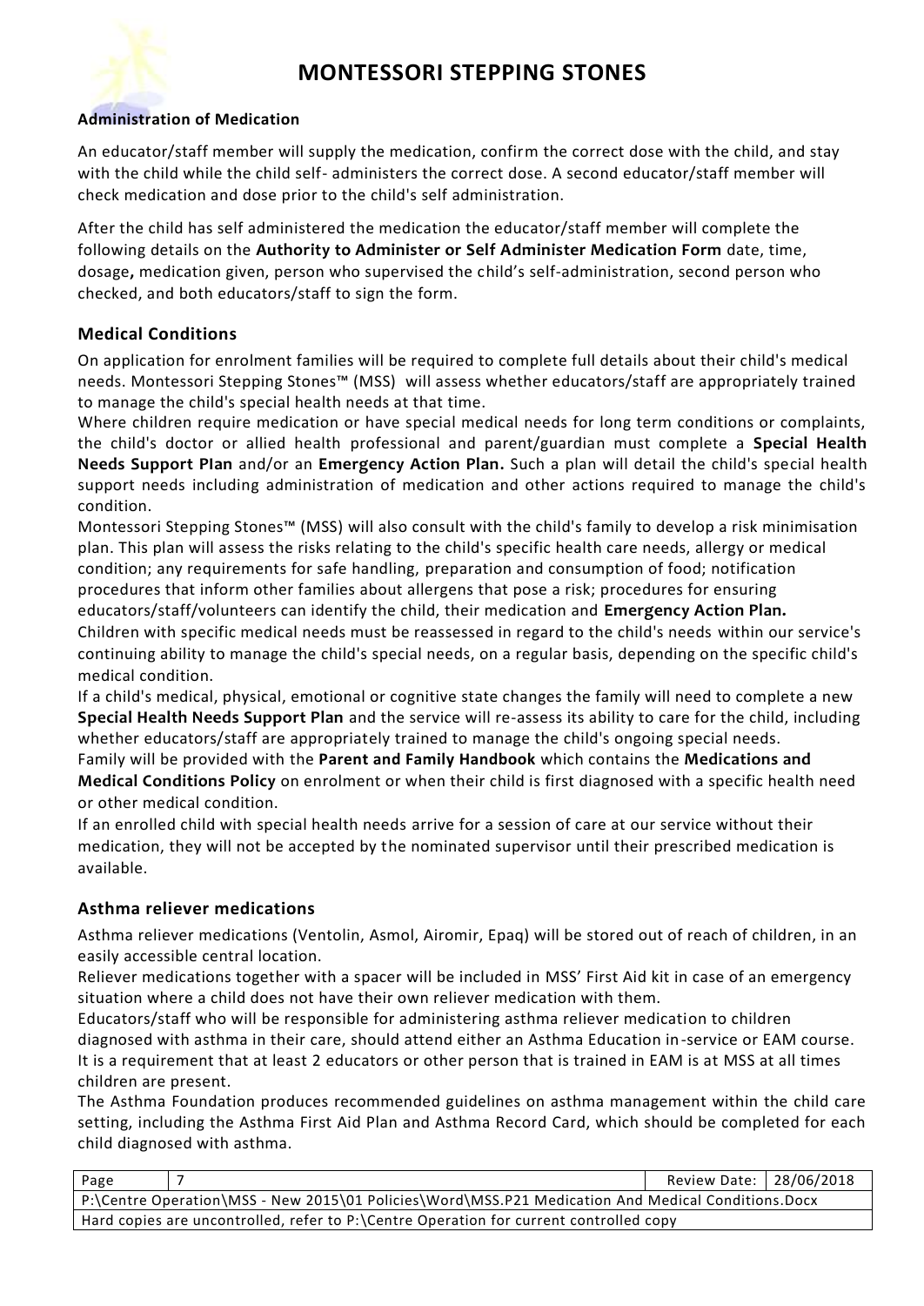**Administration of Medication**

An educator/staff member will supply the medication, confirm the correct dose with the child, and stay with the child while the child self- administers the correct dose. A second educator/staff member will check medication and dose prior to the child's self administration.

After the child has self administered the medication the educator/staff member will complete the following details on the **Authority to Administer or Self Administer Medication Form** date, time, dosage**,** medication given, person who supervised the child's self-administration, second person who checked, and both educators/staff to sign the form.

## Medical Conditions

On application for enrolment families will be required to complete full details about their child's medical needs. Montessori Stepping Stones™ (MSS) will assess whether educators/staff are appropriately trained to manage the child's special health needs at that time.

Where children require medication or have special medical needs for long term conditions or complaints, the child's doctor or allied health professional and parent/guardian must complete a **Special Health Needs Support PIan** and/or an **Emergency Action Plan.** Such a plan will detail the child's special health support needs including administration of medication and other actions required to manage the child's condition.

Montessori Stepping Stones™ (MSS) will also consult with the child's family to develop a risk minimisation plan. This plan will assess the risks relating to the child's specific health care needs, allergy or medical condition; any requirements for safe handling, preparation and consumption of food; notification procedures that inform other families about allergens that pose a risk; procedures for ensuring educators/staff/volunteers can identify the child, their medication and **Emergency Action Plan.**

Children with specific medical needs must be reassessed in regard to the child's needs within our service's continuing ability to manage the child's special needs, on a regular basis, depending on the specific child's medical condition.

If a child's medical, physical, emotional or cognitive state changes the family will need to complete a new **Special Health Needs Support Plan** and the service will re-assess its ability to care for the child, including whether educators/staff are appropriately trained to manage the child's ongoing special needs.

Family will be provided with the **Parent and Family Handbook** which contains the **Medications and Medical Conditions Policy** on enrolment or when their child is first diagnosed with a specific health need or other medical condition.

If an enrolled child with special health needs arrive for a session of care at our service without their medication, they will not be accepted by the nominated supervisor until their prescribed medication is available.

## Asthma reliever medications

Asthma reliever medications (Ventolin, Asmol, Airomir, Epaq) will be stored out of reach of children, in an easily accessible central location.

Reliever medications together with a spacer will be included in MSS' First Aid kit in case of an emergency situation where a child does not have their own reliever medication with them.

Educators/staff who will be responsible for administering asthma reliever medication to children diagnosed with asthma in their care, should attend either an Asthma Education in-service or EAM course. It is a requirement that at least 2 educators or other person that is trained in EAM is at MSS at all times children are present.

The Asthma Foundation produces recommended guidelines on asthma management within the child care setting, including the Asthma First Aid Plan and Asthma Record Card, which should be completed for each child diagnosed with asthma.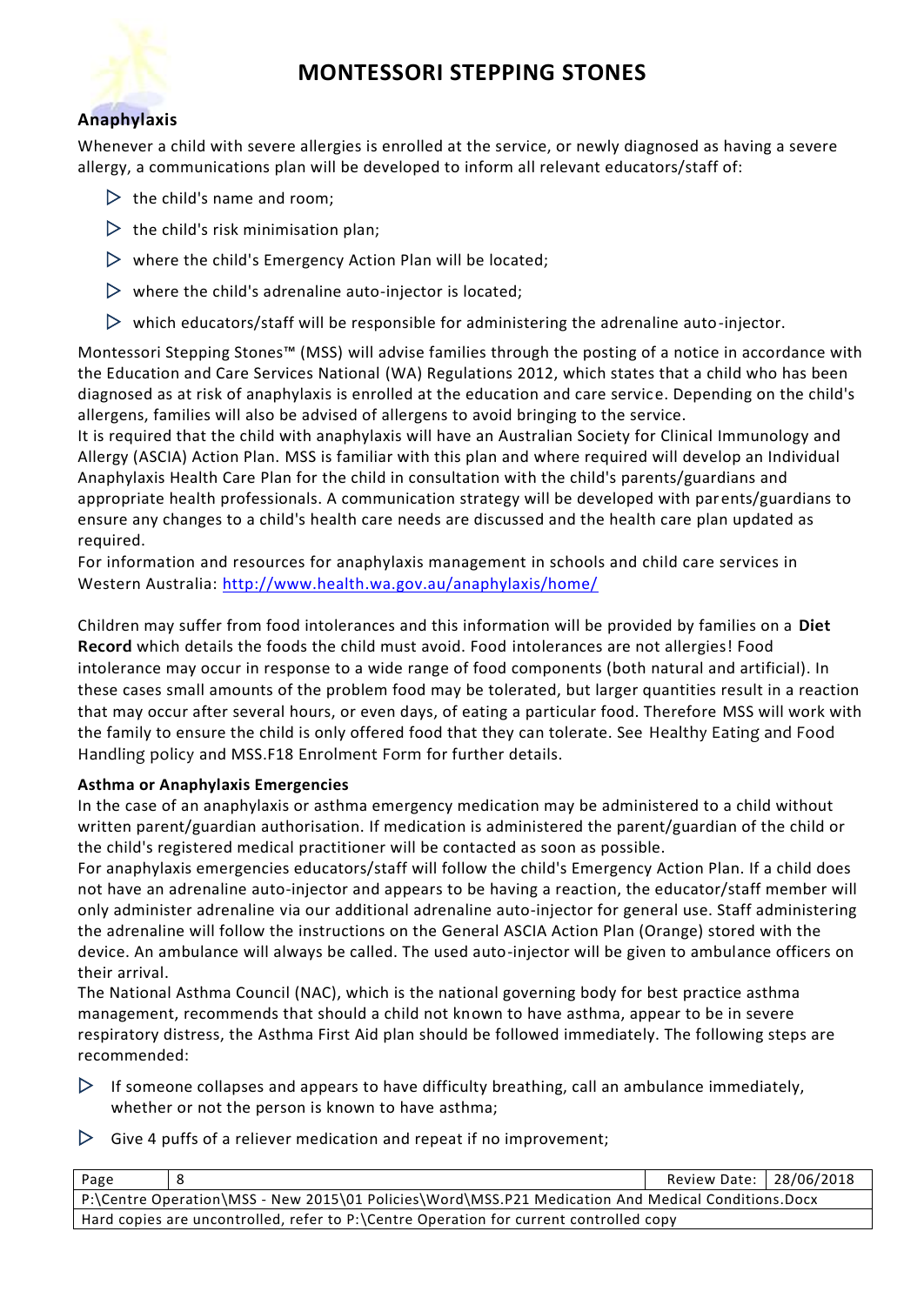### Anaphylaxis

Whenever a child with severe allergies is enrolled at the service, or newly diagnosed as having a severe allergy, a communications plan will be developed to inform all relevant educators/staff of:

- the child's name and room;
- the child's risk minimisation plan;
- where the child's Emergency Action Plan will be located;
- where the child's adrenaline auto-injector is located;
- which educators/staff will be responsible for administering the adrenaline auto-injector.

Montessori Stepping Stones™ (MSS) will advise families through the posting of a notice in accordance with the Education and Care Services National (WA) Regulations 2012, which states that a child who has been diagnosed as at risk of anaphylaxis is enrolled at the education and care service. Depending on the child's allergens, families will also be advised of allergens to avoid bringing to the service.
It is required that the child with anaphylaxis will have an Australian Society for Clinical Immunology and Allergy (ASCIA) Action Plan. MSS is familiar with this plan and where required will develop an Individual Anaphylaxis Health Care Plan for the child in consultation with the child's parents/guardians and appropriate health professionals. A communication strategy will be developed with parents/guardians to ensure any changes to a child's health care needs are discussed and the health care plan updated as required.
For information and resources for anaphylaxis management in schools and child care services in Western Australia: http://www.health.wa.gov.au/anaphylaxis/home/

Children may suffer from food intolerances and this information will be provided by families on a **Diet Record** which details the foods the child must avoid. Food intolerances are not allergies! Food intolerance may occur in response to a wide range of food components (both natural and artificial). In these cases small amounts of the problem food may be tolerated, but larger quantities result in a reaction that may occur after several hours, or even days, of eating a particular food. Therefore MSS will work with the family to ensure the child is only offered food that they can tolerate. See Healthy Eating and Food Handling policy and MSS.F18 Enrolment Form for further details.

### Asthma or Anaphylaxis Emergencies

In the case of an anaphylaxis or asthma emergency medication may be administered to a child without written parent/guardian authorisation. If medication is administered the parent/guardian of the child or the child's registered medical practitioner will be contacted as soon as possible.
For anaphylaxis emergencies educators/staff will follow the child's Emergency Action Plan. If a child does not have an adrenaline auto-injector and appears to be having a reaction, the educator/staff member will only administer adrenaline via our additional adrenaline auto-injector for general use. Staff administering the adrenaline will follow the instructions on the General ASCIA Action Plan (Orange) stored with the device. An ambulance will always be called. The used auto-injector will be given to ambulance officers on their arrival.
The National Asthma Council (NAC), which is the national governing body for best practice asthma management, recommends that should a child not known to have asthma, appear to be in severe respiratory distress, the Asthma First Aid plan should be followed immediately. The following steps are recommended:

- If someone collapses and appears to have difficulty breathing, call an ambulance immediately, whether or not the person is known to have asthma;
- Give 4 puffs of a reliever medication and repeat if no improvement;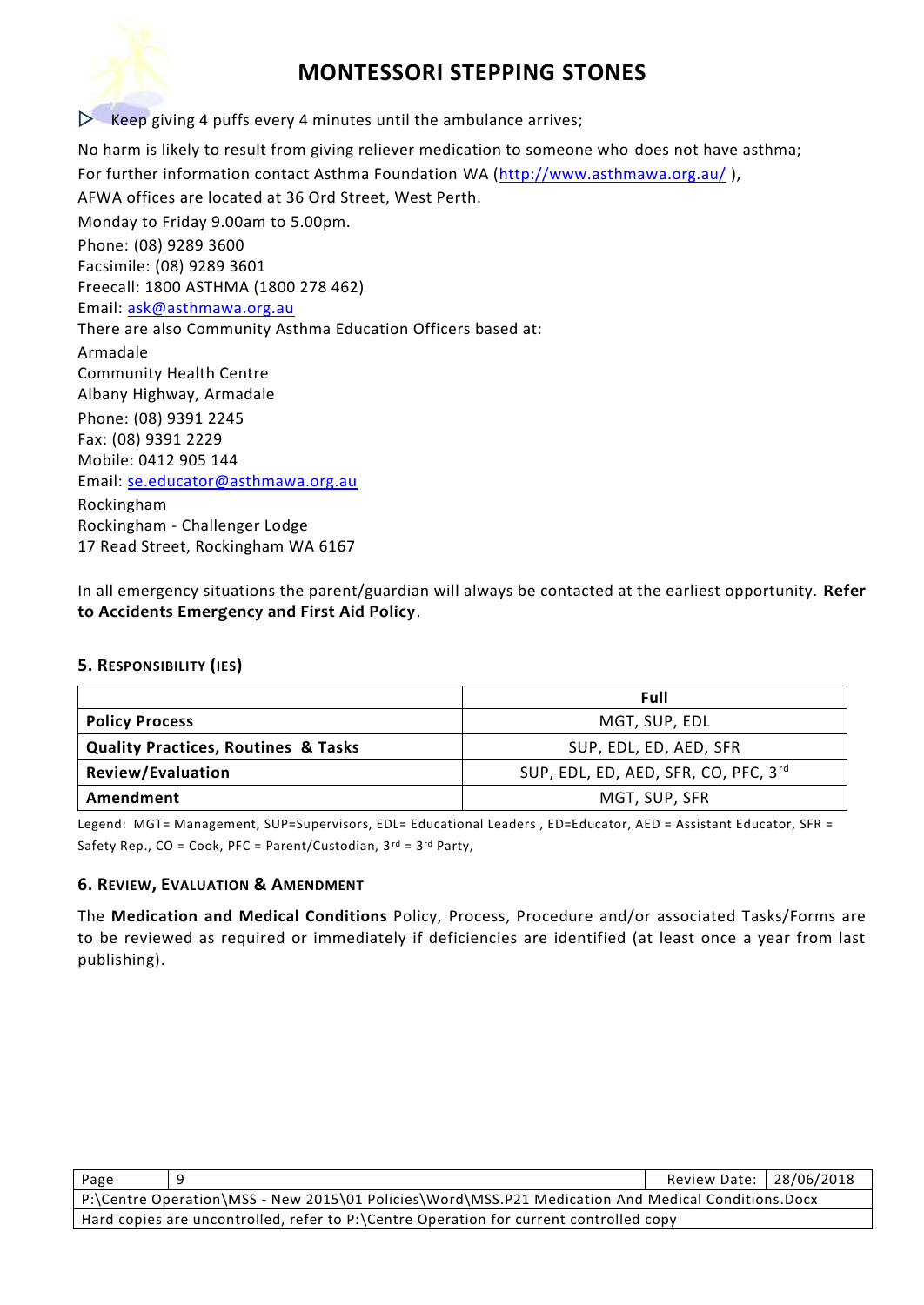- Keep giving 4 puffs every 4 minutes until the ambulance arrives;

No harm is likely to result from giving reliever medication to someone who does not have asthma;
For further information contact Asthma Foundation WA (http://www.asthmawa.org.au/ ),
AFWA offices are located at 36 Ord Street, West Perth.
Monday to Friday 9.00am to 5.00pm.
Phone: (08) 9289 3600
Facsimile: (08) 9289 3601
Freecall: 1800 ASTHMA (1800 278 462)
Email: ask@asthmawa.org.au
There are also Community Asthma Education Officers based at:
Armadale
Community Health Centre
Albany Highway, Armadale
Phone: (08) 9391 2245
Fax: (08) 9391 2229
Mobile: 0412 905 144
Email: se.educator@asthmawa.org.au
Rockingham
Rockingham - Challenger Lodge
17 Read Street, Rockingham WA 6167

In all emergency situations the parent/guardian will always be contacted at the earliest opportunity. **Refer to Accidents Emergency and First Aid Policy**.

### 5. Responsibility (ies)

| | Full |
|---|---|
| **Policy Process** | MGT, SUP, EDL |
| **Quality Practices, Routines & Tasks** | SUP, EDL, ED, AED, SFR |
| **Review/Evaluation** | SUP, EDL, ED, AED, SFR, CO, PFC, 3rd |
| **Amendment** | MGT, SUP, SFR |

Legend: MGT= Management, SUP=Supervisors, EDL= Educational Leaders , ED=Educator, AED = Assistant Educator, SFR = Safety Rep., CO = Cook, PFC = Parent/Custodian, 3rd = 3rd Party,

### 6. Review, Evaluation & Amendment

The **Medication and Medical Conditions** Policy, Process, Procedure and/or associated Tasks/Forms are to be reviewed as required or immediately if deficiencies are identified (at least once a year from last publishing).

| Page | 9 | Review Date: | 28/06/2018 |
|---|---|---|---|
| P:\Centre Operation\MSS - New 2015\01 Policies\Word\MSS.P21 Medication And Medical Conditions.Docx | | | |
| Hard copies are uncontrolled, refer to P:\Centre Operation for current controlled copy | | | |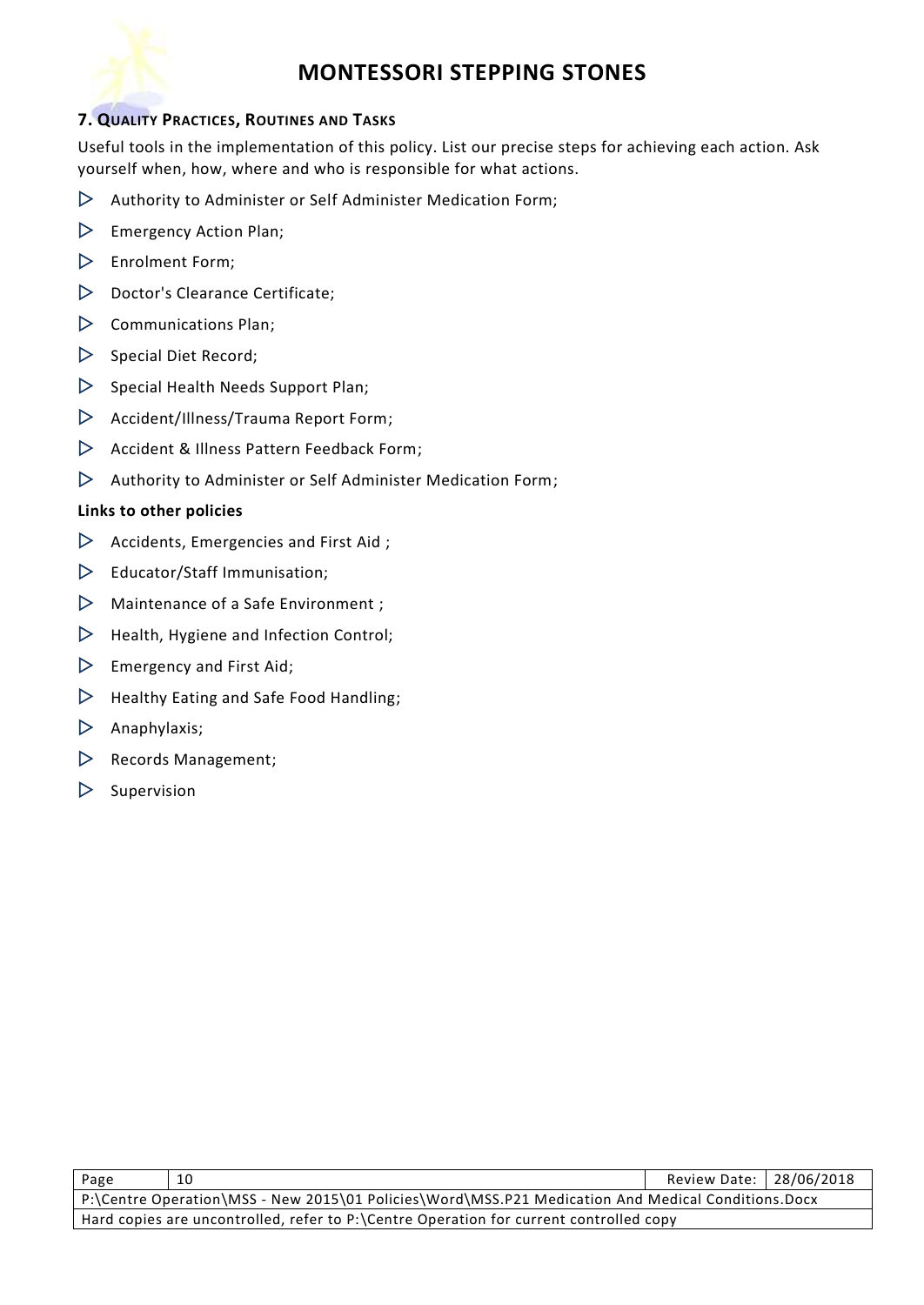## 7. Quality Practices, Routines and Tasks

Useful tools in the implementation of this policy. List our precise steps for achieving each action. Ask yourself when, how, where and who is responsible for what actions.

- Authority to Administer or Self Administer Medication Form;
- Emergency Action Plan;
- Enrolment Form;
- Doctor's Clearance Certificate;
- Communications Plan;
- Special Diet Record;
- Special Health Needs Support Plan;
- Accident/Illness/Trauma Report Form;
- Accident & Illness Pattern Feedback Form;
- Authority to Administer or Self Administer Medication Form;

**Links to other policies**

- Accidents, Emergencies and First Aid ;
- Educator/Staff Immunisation;
- Maintenance of a Safe Environment ;
- Health, Hygiene and Infection Control;
- Emergency and First Aid;
- Healthy Eating and Safe Food Handling;
- Anaphylaxis;
- Records Management;
- Supervision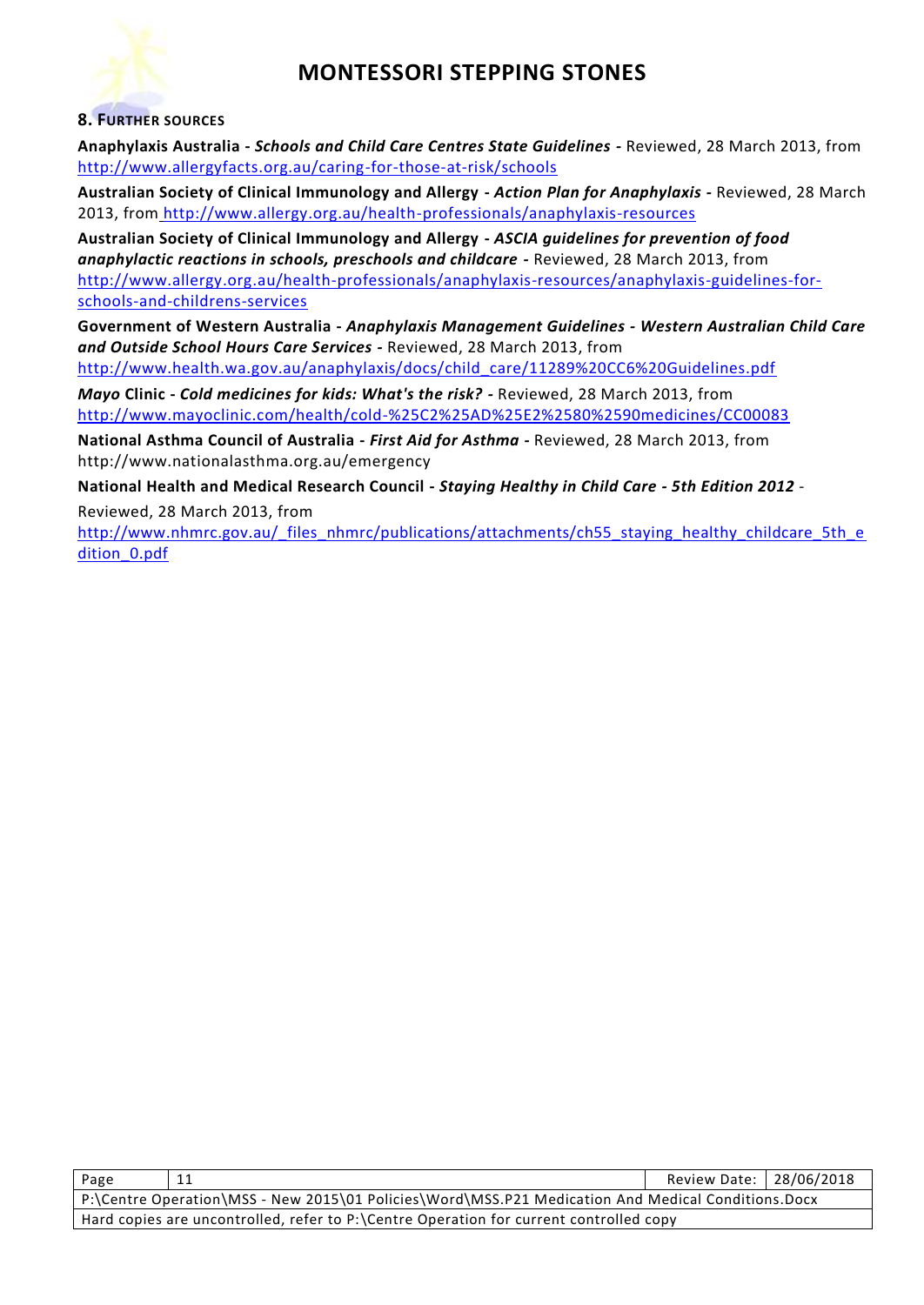### 8. FURTHER SOURCES

**Anaphylaxis Australia - *Schools and Child Care Centres State Guidelines* -** Reviewed, 28 March 2013, from http://www.allergyfacts.org.au/caring-for-those-at-risk/schools

**Australian Society of Clinical Immunology and Allergy - *Action Plan for Anaphylaxis* -** Reviewed, 28 March 2013, from http://www.allergy.org.au/health-professionals/anaphylaxis-resources

**Australian Society of Clinical Immunology and Allergy - *ASCIA guidelines for prevention of food anaphylactic reactions in schools, preschools and childcare* -** Reviewed, 28 March 2013, from http://www.allergy.org.au/health-professionals/anaphylaxis-resources/anaphylaxis-guidelines-for-schools-and-childrens-services

**Government of Western Australia - *Anaphylaxis Management Guidelines - Western Australian Child Care and Outside School Hours Care Services* -** Reviewed, 28 March 2013, from http://www.health.wa.gov.au/anaphylaxis/docs/child_care/11289%20CC6%20Guidelines.pdf

***Mayo* Clinic - *Cold medicines for kids: What's the risk?* -** Reviewed, 28 March 2013, from http://www.mayoclinic.com/health/cold-%25C2%25AD%25E2%2580%2590medicines/CC00083

**National Asthma Council of Australia - *First Aid for Asthma* -** Reviewed, 28 March 2013, from http://www.nationalasthma.org.au/emergency

**National Health and Medical Research Council - *Staying Healthy in Child Care - 5th Edition 2012*** - Reviewed, 28 March 2013, from http://www.nhmrc.gov.au/_files_nhmrc/publications/attachments/ch55_staying_healthy_childcare_5th_edition_0.pdf